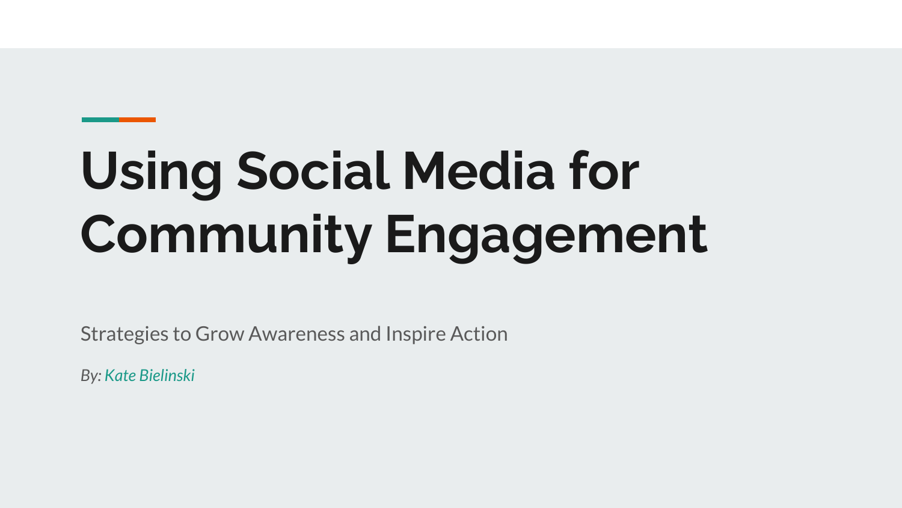# Using Social Media for Community Engagement

Strategies to Grow Awareness and Inspire Action

*By: Kate Bielinski*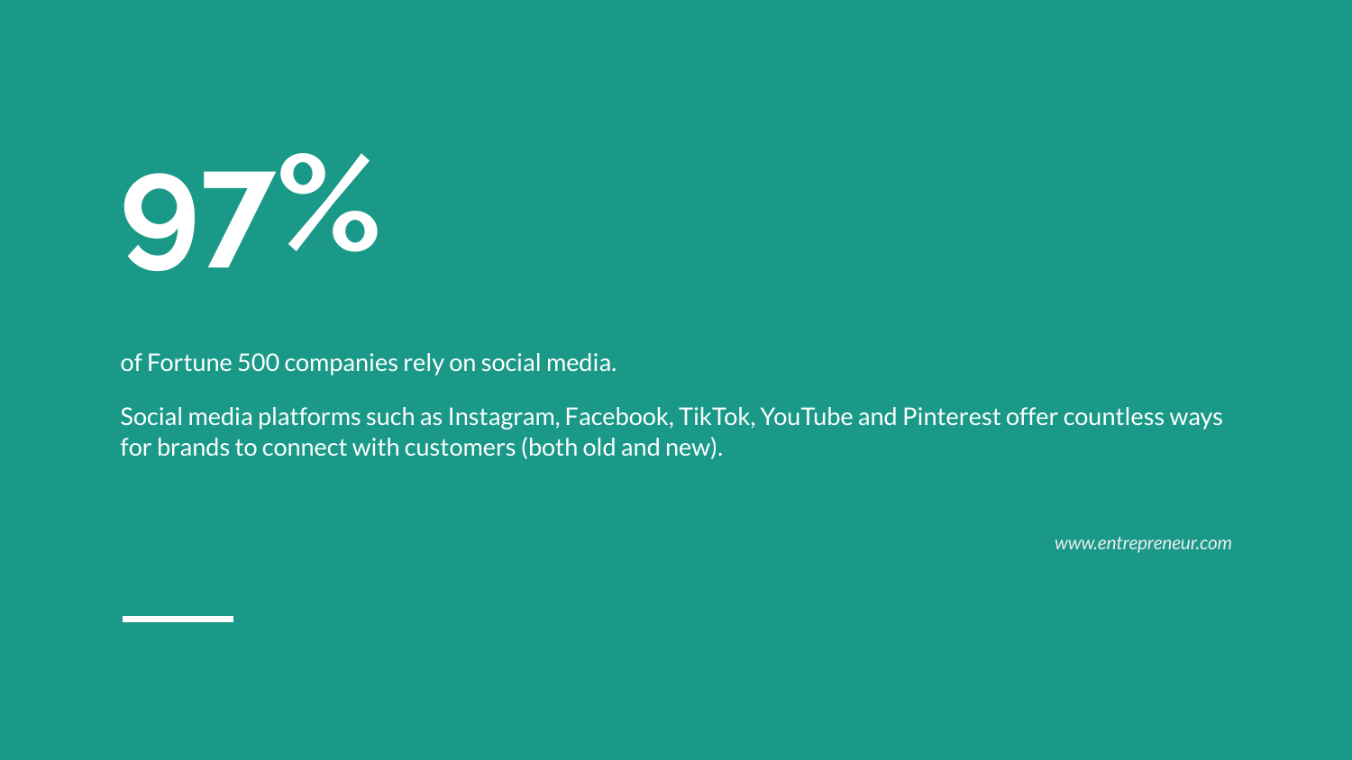# 97%

of Fortune 500 companies rely on social media.

Social media platforms such as Instagram, Facebook, TikTok, YouTube and Pinterest offer countless ways for brands to connect with customers (both old and new).

*www.entrepreneur.com*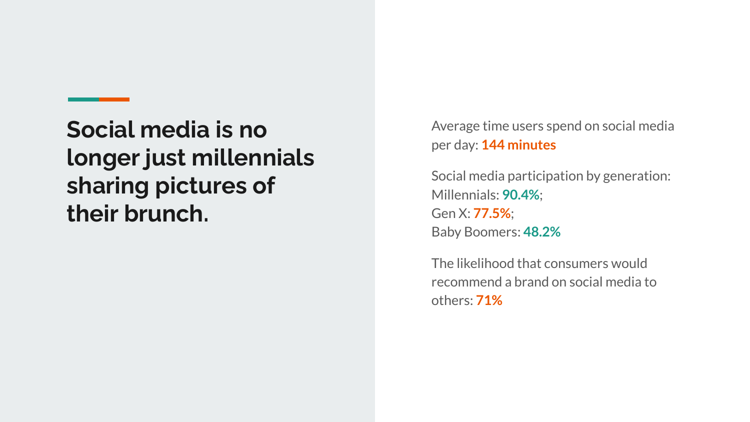# Social media is no longer just millennials sharing pictures of their brunch.

Average time users spend on social media per day: **144 minutes**

Social media participation by generation:
Millennials: **90.4%**;
Gen X: **77.5%**;
Baby Boomers: **48.2%**

The likelihood that consumers would recommend a brand on social media to others: **71%**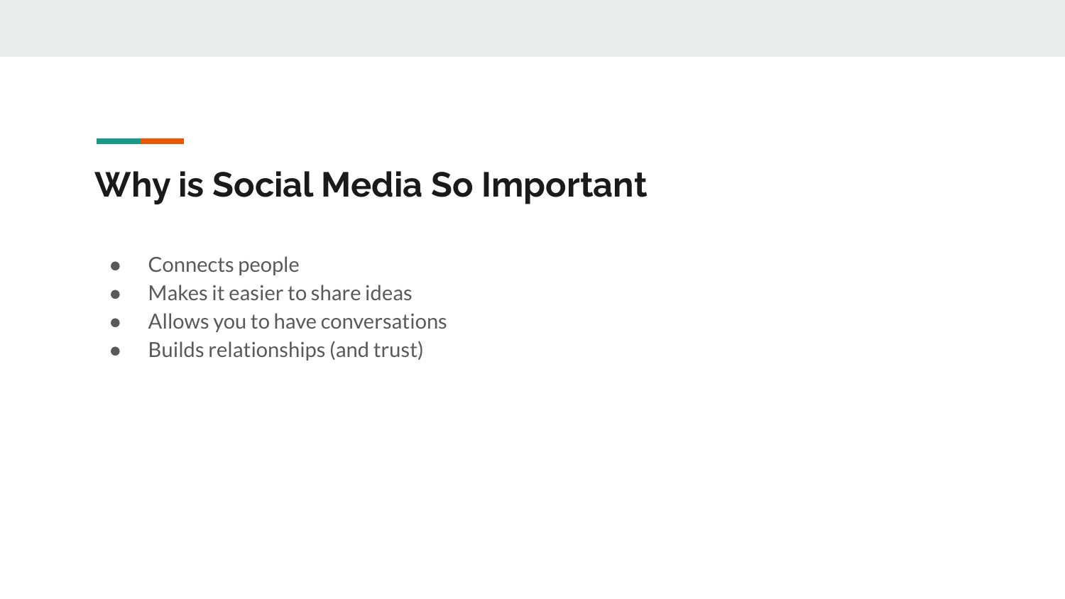# Why is Social Media So Important

- Connects people
- Makes it easier to share ideas
- Allows you to have conversations
- Builds relationships (and trust)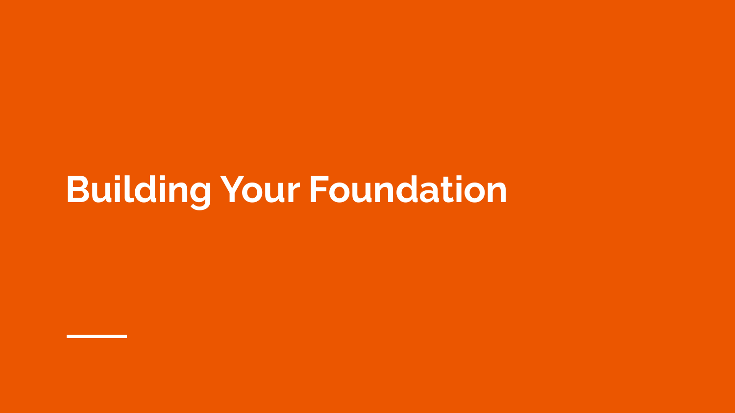# Building Your Foundation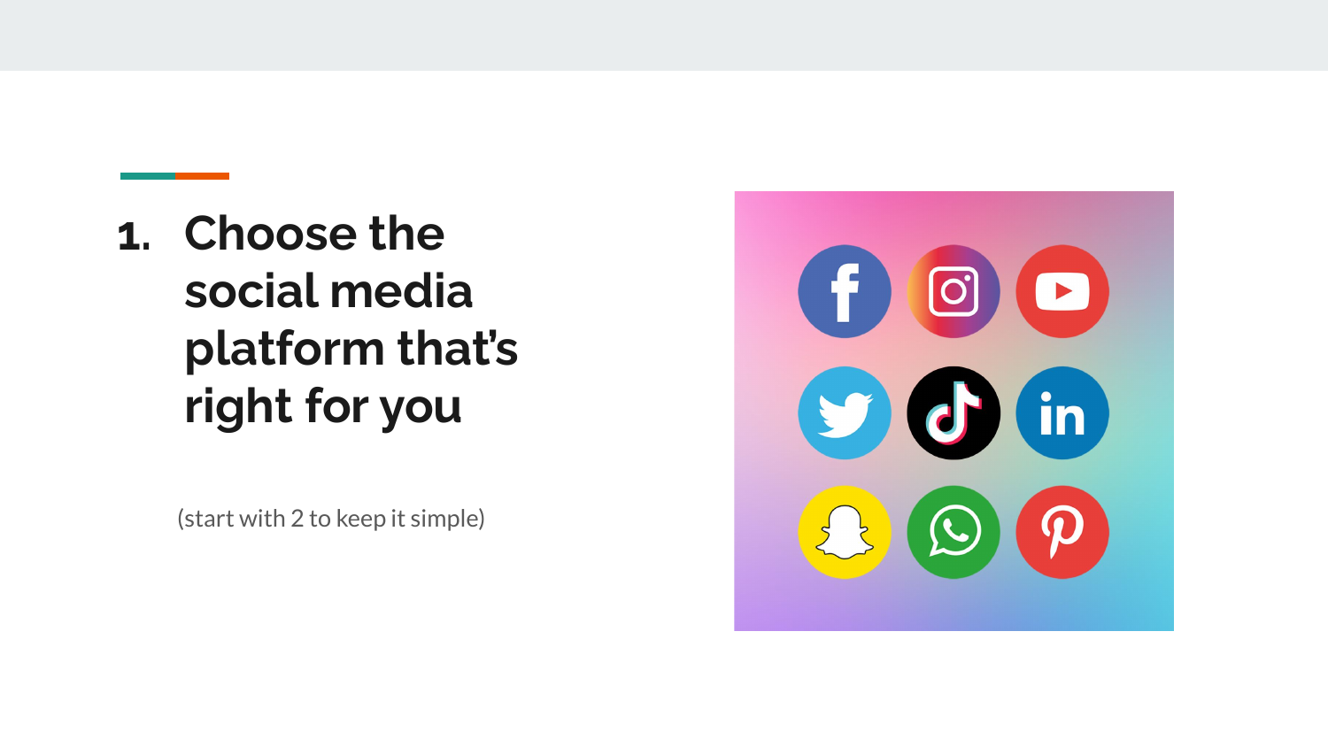1. **Choose the social media platform that's right for you**

(start with 2 to keep it simple)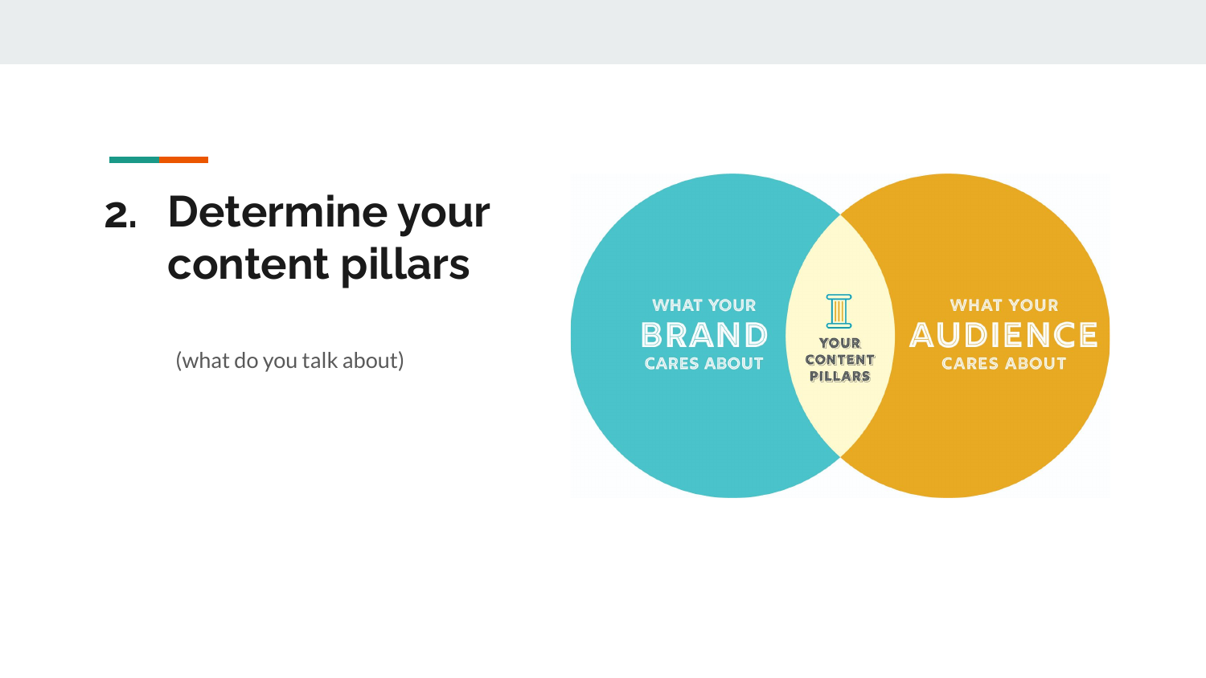## 2. Determine your content pillars

(what do you talk about)

WHAT YOUR **BRAND** CARES ABOUT

YOUR CONTENT PILLARS

WHAT YOUR **AUDIENCE** CARES ABOUT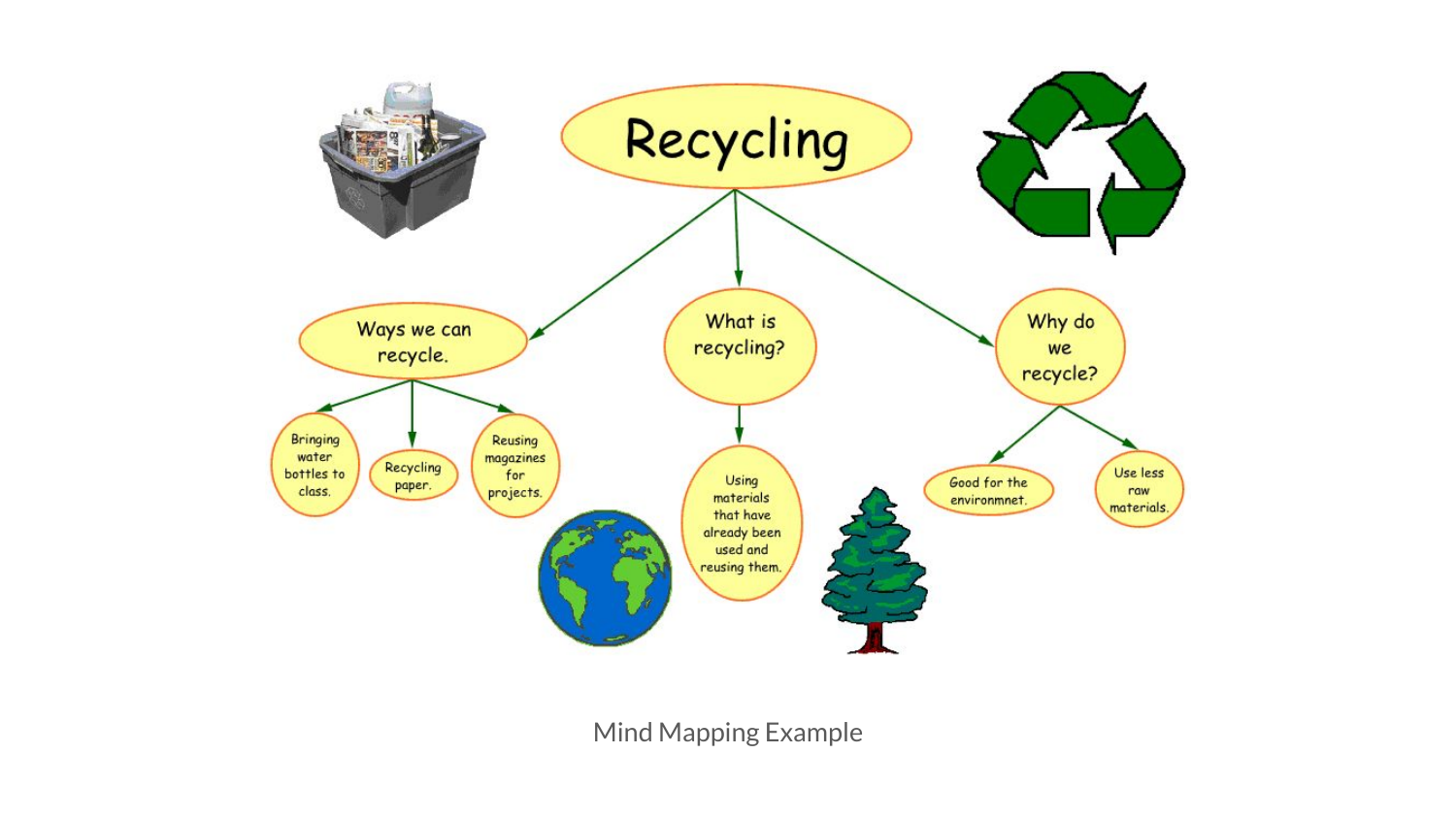# Recycling

- Ways we can recycle.
  - Bringing water bottles to class.
  - Recycling paper.
  - Reusing magazines for projects.
- What is recycling?
  - Using materials that have already been used and reusing them.
- Why do we recycle?
  - Good for the environmnet.
  - Use less raw materials.

Mind Mapping Example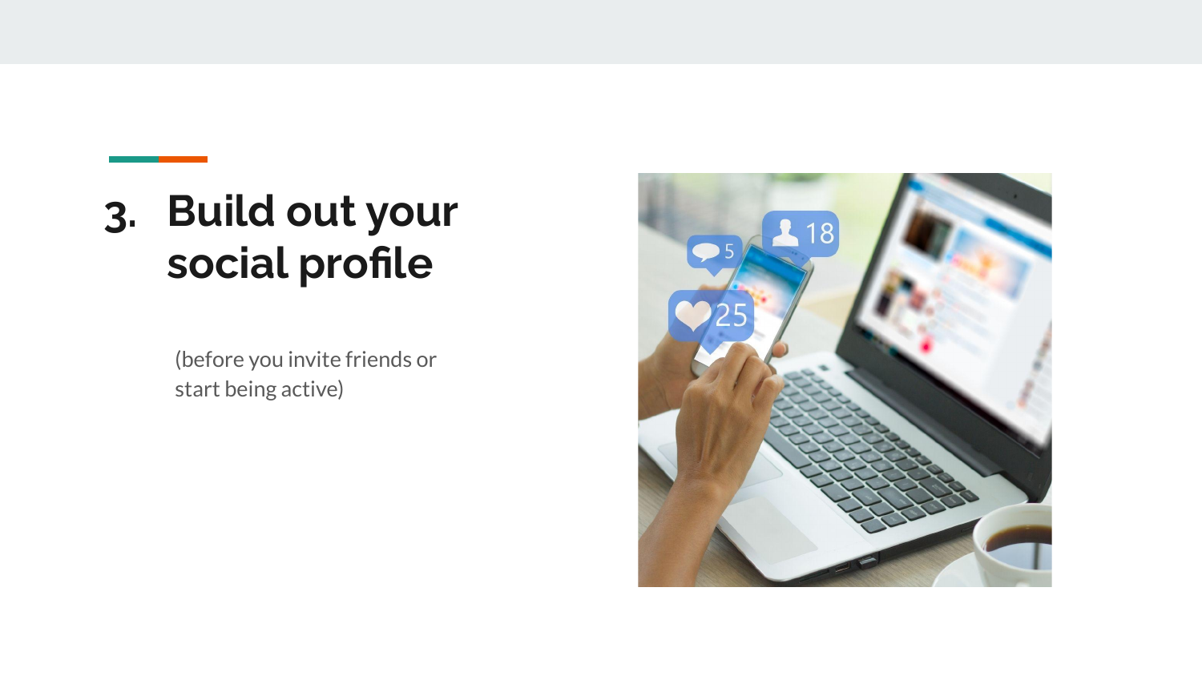# 3. Build out your social profile

(before you invite friends or start being active)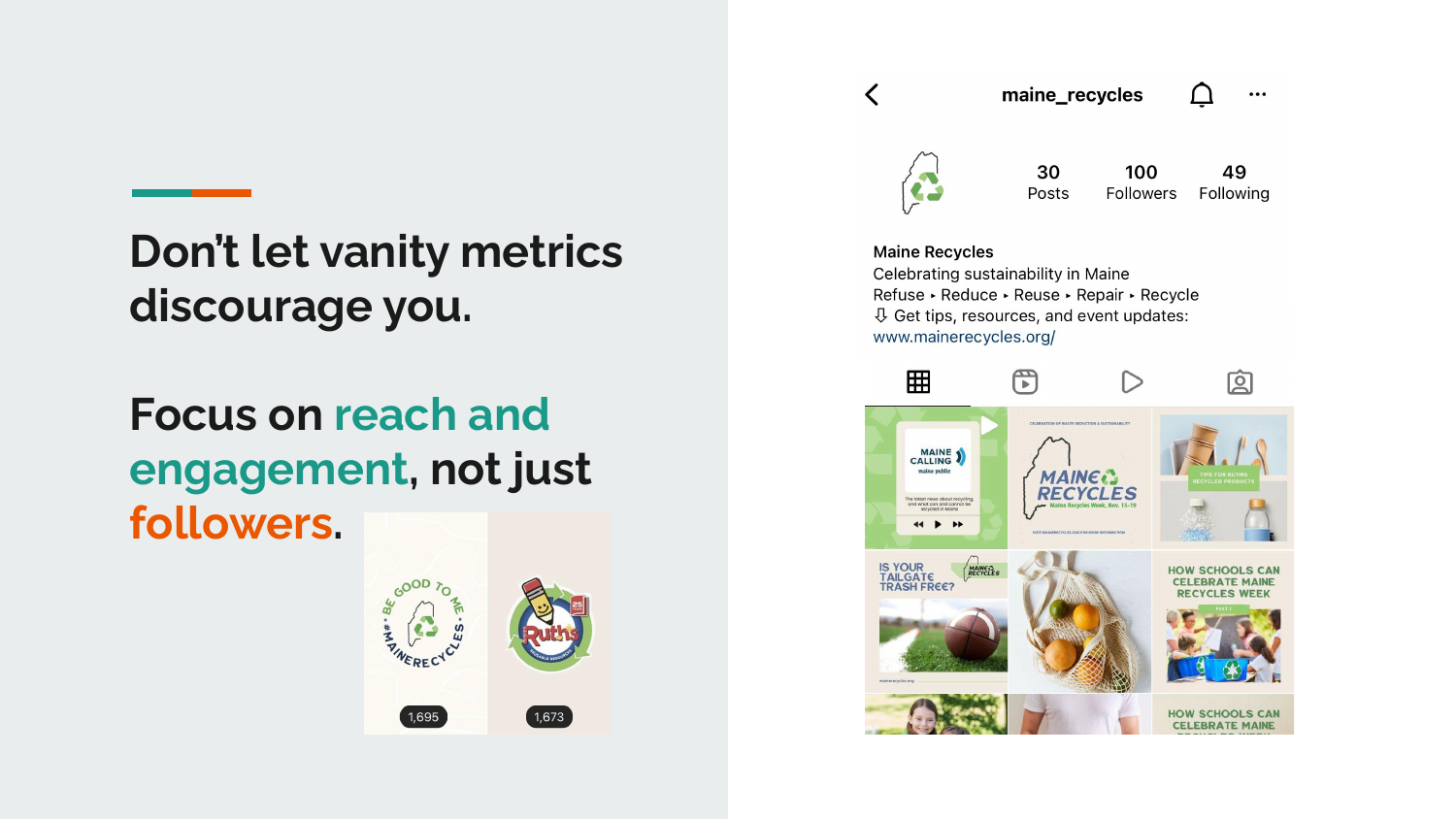# Don't let vanity metrics discourage you.

## Focus on reach and engagement, not just followers.

1,695

1,673

maine_recycles

30 Posts | 100 Followers | 49 Following

Maine Recycles
Celebrating sustainability in Maine
Refuse ▸ Reduce ▸ Reuse ▸ Repair ▸ Recycle
⇩ Get tips, resources, and event updates:
www.mainerecycles.org/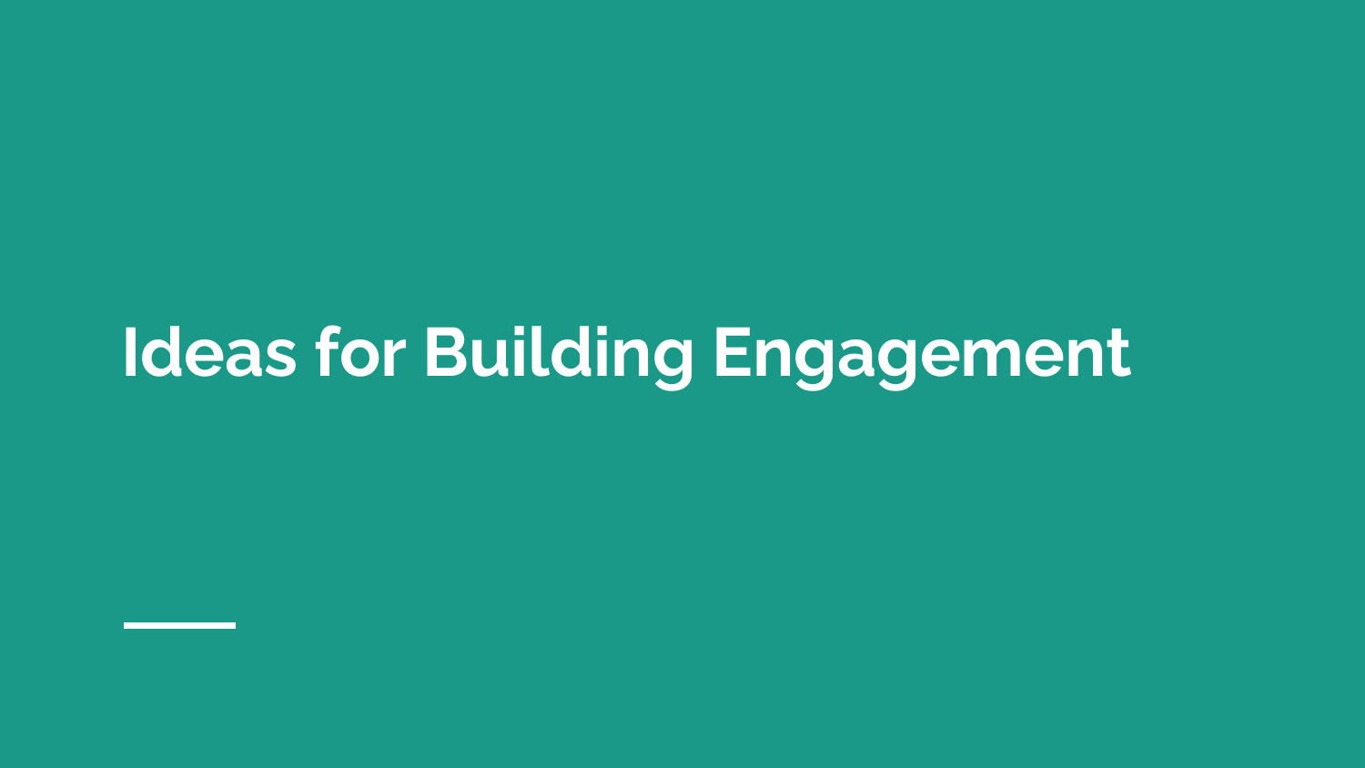# Ideas for Building Engagement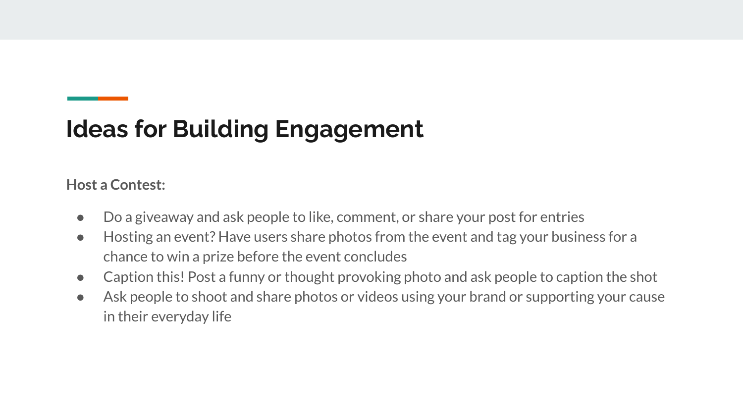# Ideas for Building Engagement

**Host a Contest:**

- Do a giveaway and ask people to like, comment, or share your post for entries
- Hosting an event? Have users share photos from the event and tag your business for a chance to win a prize before the event concludes
- Caption this! Post a funny or thought provoking photo and ask people to caption the shot
- Ask people to shoot and share photos or videos using your brand or supporting your cause in their everyday life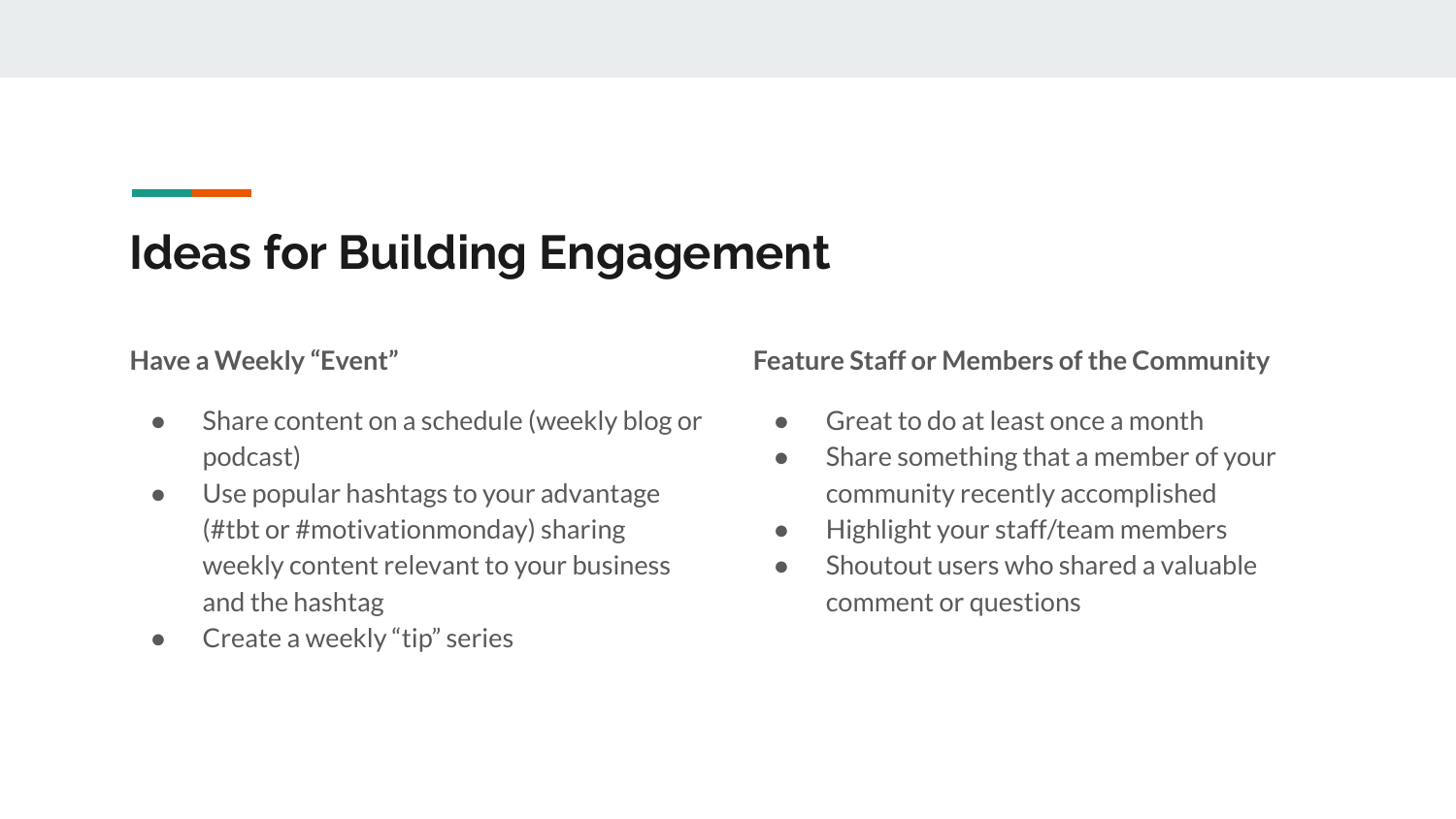# Ideas for Building Engagement

**Have a Weekly "Event"**

- Share content on a schedule (weekly blog or podcast)
- Use popular hashtags to your advantage (#tbt or #motivationmonday) sharing weekly content relevant to your business and the hashtag
- Create a weekly "tip" series

**Feature Staff or Members of the Community**

- Great to do at least once a month
- Share something that a member of your community recently accomplished
- Highlight your staff/team members
- Shoutout users who shared a valuable comment or questions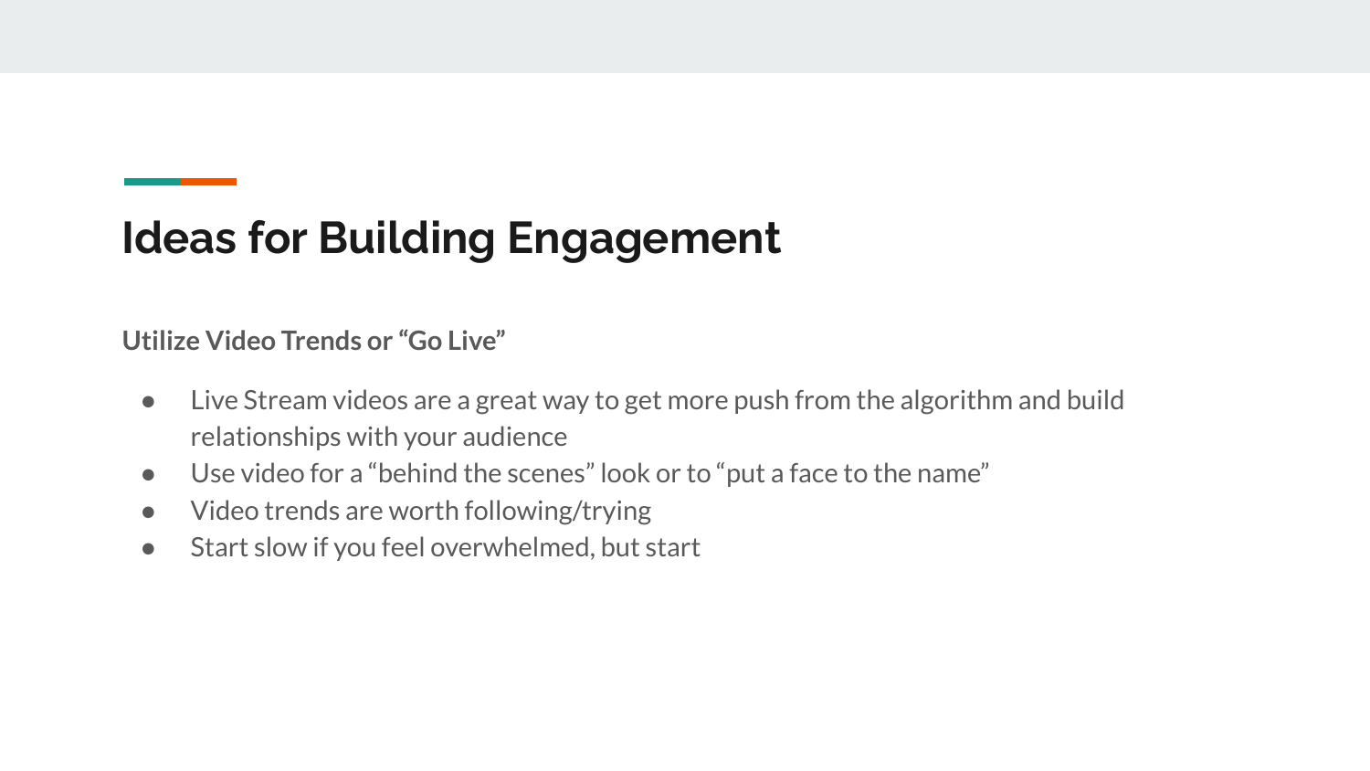# Ideas for Building Engagement

**Utilize Video Trends or "Go Live"**

- Live Stream videos are a great way to get more push from the algorithm and build relationships with your audience
- Use video for a "behind the scenes" look or to "put a face to the name"
- Video trends are worth following/trying
- Start slow if you feel overwhelmed, but start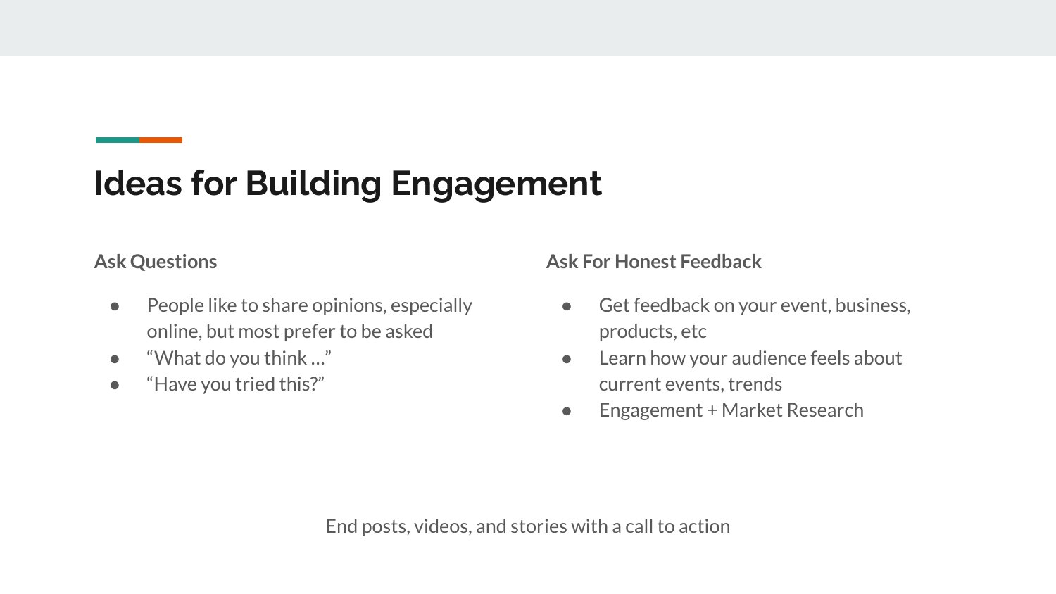# Ideas for Building Engagement

### Ask Questions

- People like to share opinions, especially online, but most prefer to be asked
- “What do you think …”
- “Have you tried this?”

### Ask For Honest Feedback

- Get feedback on your event, business, products, etc
- Learn how your audience feels about current events, trends
- Engagement + Market Research

End posts, videos, and stories with a call to action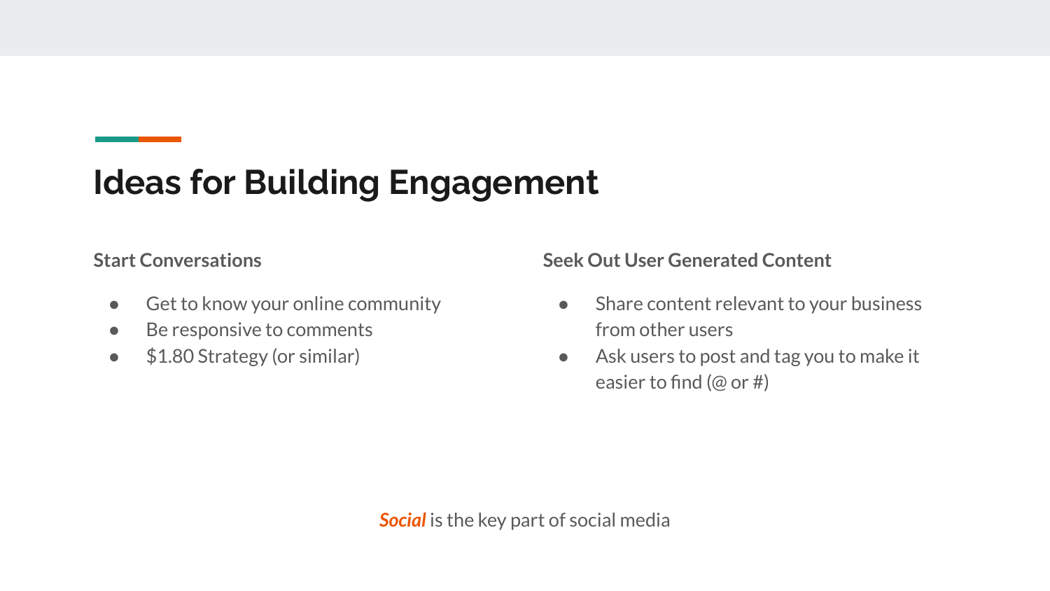# Ideas for Building Engagement

**Start Conversations**

- Get to know your online community
- Be responsive to comments
- $1.80 Strategy (or similar)

**Seek Out User Generated Content**

- Share content relevant to your business from other users
- Ask users to post and tag you to make it easier to find (@ or #)

***Social*** is the key part of social media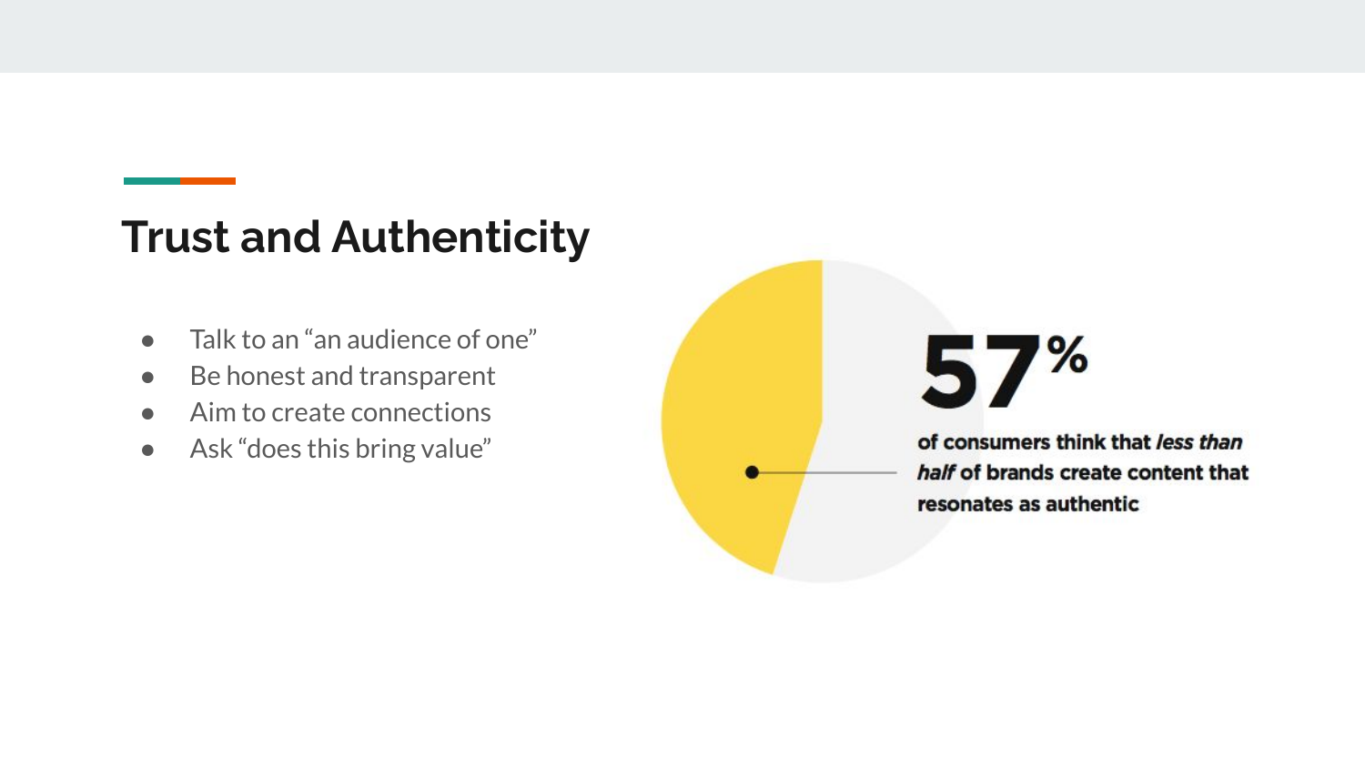## Trust and Authenticity

- Talk to an “an audience of one”
- Be honest and transparent
- Aim to create connections
- Ask “does this bring value”

**57%**

**of consumers think that *less than half* of brands create content that resonates as authentic**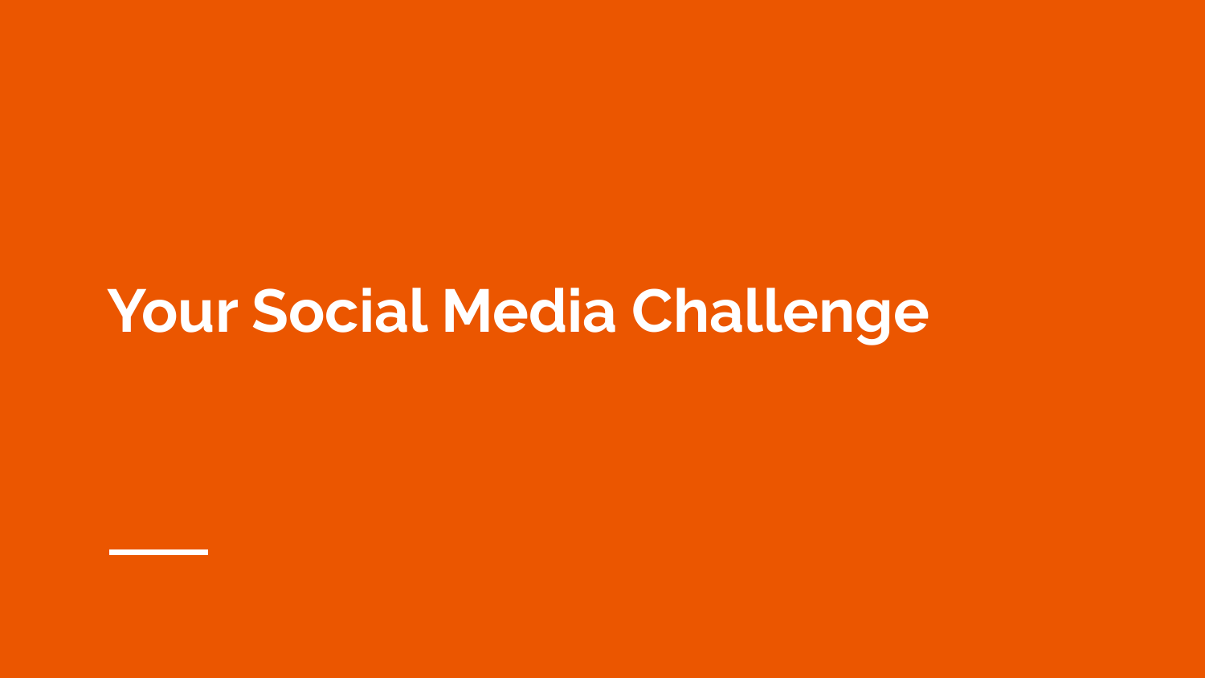# Your Social Media Challenge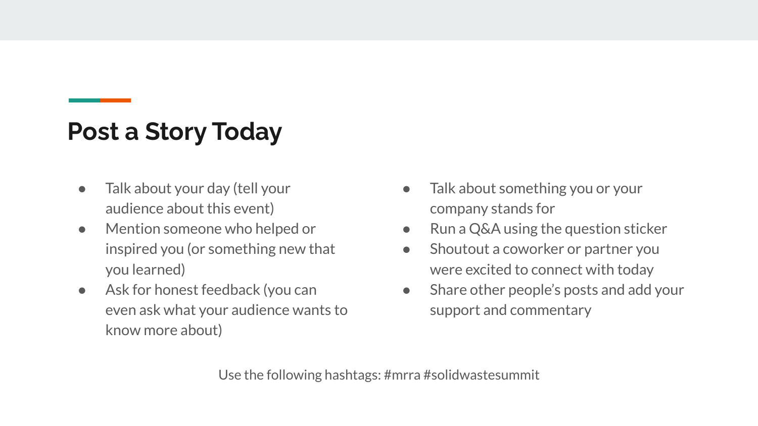## Post a Story Today

- Talk about your day (tell your audience about this event)
- Mention someone who helped or inspired you (or something new that you learned)
- Ask for honest feedback (you can even ask what your audience wants to know more about)
- Talk about something you or your company stands for
- Run a Q&A using the question sticker
- Shoutout a coworker or partner you were excited to connect with today
- Share other people's posts and add your support and commentary

Use the following hashtags: #mrra #solidwastesummit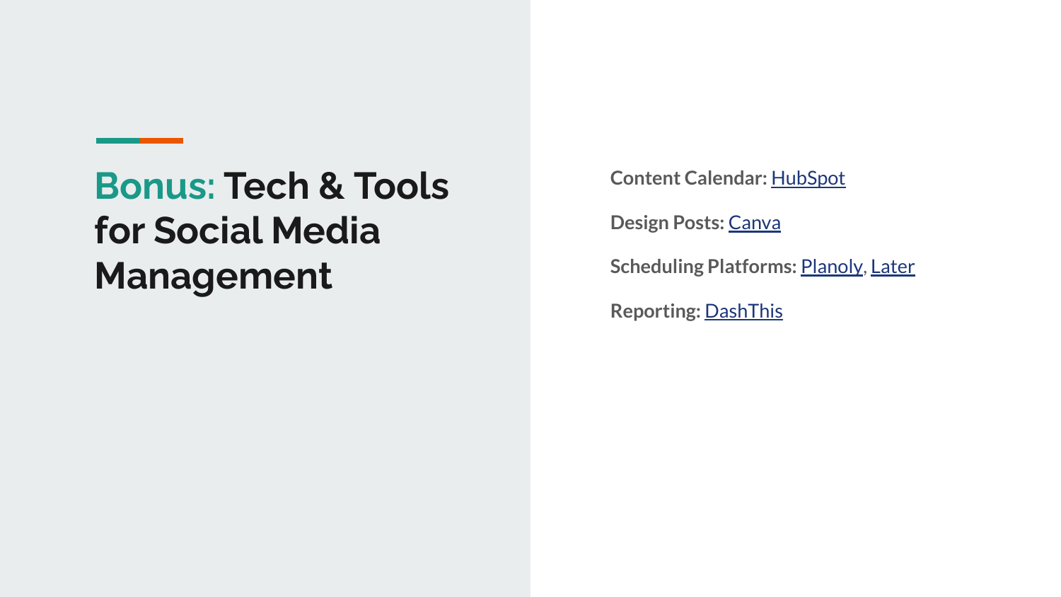# Bonus: Tech & Tools for Social Media Management

**Content Calendar:** HubSpot

**Design Posts:** Canva

**Scheduling Platforms:** Planoly, Later

**Reporting:** DashThis